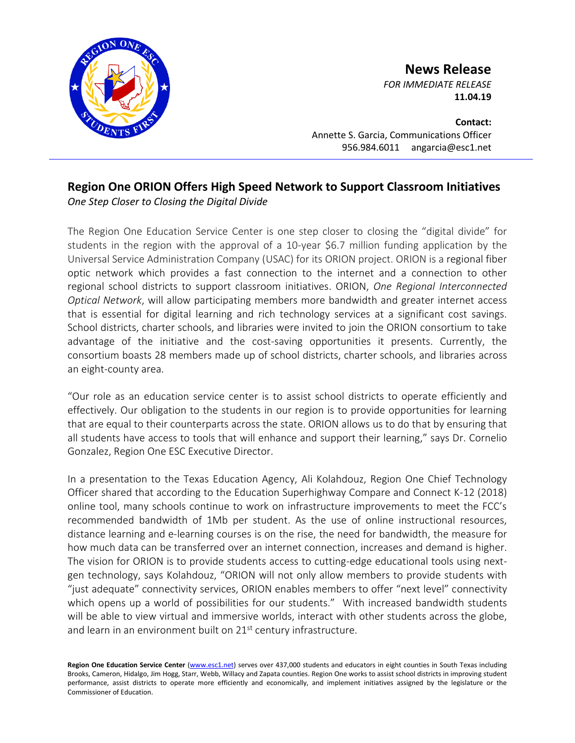**News Release**

*FOR IMMEDIATE RELEASE*

**11.04.19**

**Contact:**
Annette S. Garcia, Communications Officer
956.984.6011 angarcia@esc1.net

# Region One ORION Offers High Speed Network to Support Classroom Initiatives

*One Step Closer to Closing the Digital Divide*

The Region One Education Service Center is one step closer to closing the "digital divide" for students in the region with the approval of a 10-year $6.7 million funding application by the Universal Service Administration Company (USAC) for its ORION project. ORION is a regional fiber optic network which provides a fast connection to the internet and a connection to other regional school districts to support classroom initiatives. ORION, *One Regional Interconnected Optical Network*, will allow participating members more bandwidth and greater internet access that is essential for digital learning and rich technology services at a significant cost savings. School districts, charter schools, and libraries were invited to join the ORION consortium to take advantage of the initiative and the cost-saving opportunities it presents. Currently, the consortium boasts 28 members made up of school districts, charter schools, and libraries across an eight-county area.

"Our role as an education service center is to assist school districts to operate efficiently and effectively. Our obligation to the students in our region is to provide opportunities for learning that are equal to their counterparts across the state. ORION allows us to do that by ensuring that all students have access to tools that will enhance and support their learning," says Dr. Cornelio Gonzalez, Region One ESC Executive Director.

In a presentation to the Texas Education Agency, Ali Kolahdouz, Region One Chief Technology Officer shared that according to the Education Superhighway Compare and Connect K-12 (2018) online tool, many schools continue to work on infrastructure improvements to meet the FCC's recommended bandwidth of 1Mb per student. As the use of online instructional resources, distance learning and e-learning courses is on the rise, the need for bandwidth, the measure for how much data can be transferred over an internet connection, increases and demand is higher. The vision for ORION is to provide students access to cutting-edge educational tools using next-gen technology, says Kolahdouz, "ORION will not only allow members to provide students with "just adequate" connectivity services, ORION enables members to offer "next level" connectivity which opens up a world of possibilities for our students." With increased bandwidth students will be able to view virtual and immersive worlds, interact with other students across the globe, and learn in an environment built on 21st century infrastructure.

**Region One Education Service Center** (www.esc1.net) serves over 437,000 students and educators in eight counties in South Texas including Brooks, Cameron, Hidalgo, Jim Hogg, Starr, Webb, Willacy and Zapata counties. Region One works to assist school districts in improving student performance, assist districts to operate more efficiently and economically, and implement initiatives assigned by the legislature or the Commissioner of Education.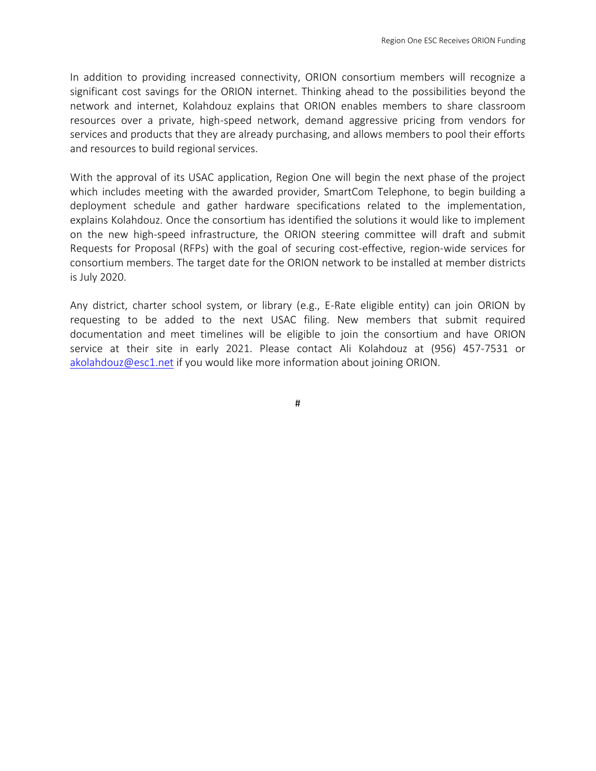In addition to providing increased connectivity, ORION consortium members will recognize a significant cost savings for the ORION internet. Thinking ahead to the possibilities beyond the network and internet, Kolahdouz explains that ORION enables members to share classroom resources over a private, high-speed network, demand aggressive pricing from vendors for services and products that they are already purchasing, and allows members to pool their efforts and resources to build regional services.

With the approval of its USAC application, Region One will begin the next phase of the project which includes meeting with the awarded provider, SmartCom Telephone, to begin building a deployment schedule and gather hardware specifications related to the implementation, explains Kolahdouz. Once the consortium has identified the solutions it would like to implement on the new high-speed infrastructure, the ORION steering committee will draft and submit Requests for Proposal (RFPs) with the goal of securing cost-effective, region-wide services for consortium members. The target date for the ORION network to be installed at member districts is July 2020.

Any district, charter school system, or library (e.g., E-Rate eligible entity) can join ORION by requesting to be added to the next USAC filing. New members that submit required documentation and meet timelines will be eligible to join the consortium and have ORION service at their site in early 2021. Please contact Ali Kolahdouz at (956) 457-7531 or akolahdouz@esc1.net if you would like more information about joining ORION.

#